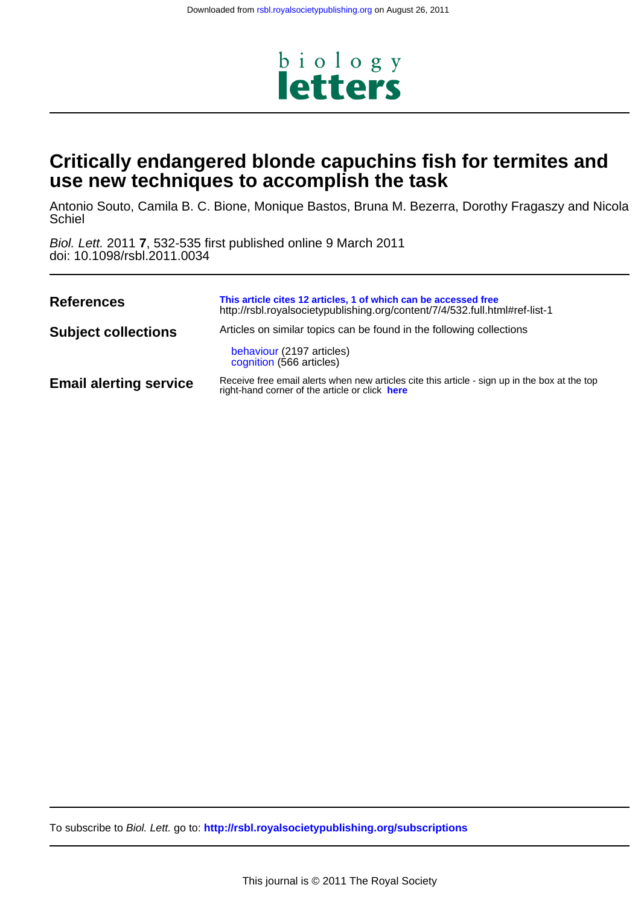Downloaded from rsbl.royalsocietypublishing.org on August 26, 2011

biology
letters

# Critically endangered blonde capuchins fish for termites and use new techniques to accomplish the task

Antonio Souto, Camila B. C. Bione, Monique Bastos, Bruna M. Bezerra, Dorothy Fragaszy and Nicola Schiel

*Biol. Lett.* 2011 **7**, 532-535 first published online 9 March 2011
doi: 10.1098/rsbl.2011.0034

**References** — **This article cites 12 articles, 1 of which can be accessed free**
http://rsbl.royalsocietypublishing.org/content/7/4/532.full.html#ref-list-1

**Subject collections** — Articles on similar topics can be found in the following collections

behaviour (2197 articles)
cognition (566 articles)

**Email alerting service** — Receive free email alerts when new articles cite this article - sign up in the box at the top right-hand corner of the article or click **here**

To subscribe to *Biol. Lett.* go to: **http://rsbl.royalsocietypublishing.org/subscriptions**

This journal is © 2011 The Royal Society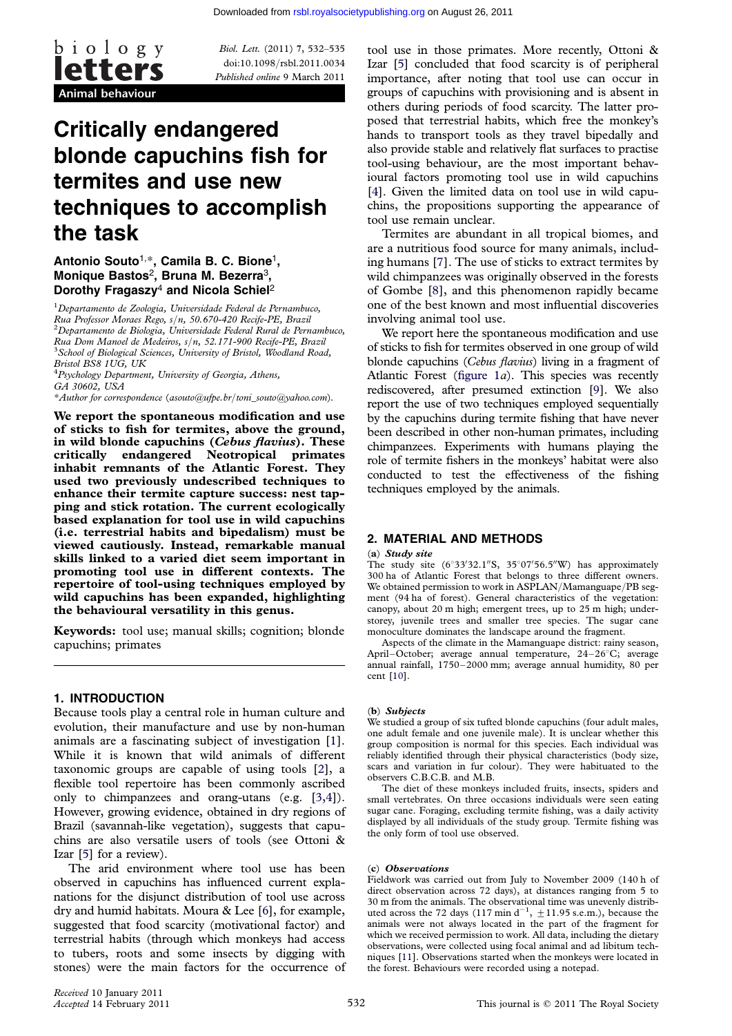# Critically endangered blonde capuchins fish for termites and use new techniques to accomplish the task

**Antonio Souto**[1,*], **Camila B. C. Bione**[1], **Monique Bastos**[2], **Bruna M. Bezerra**[3], **Dorothy Fragaszy**[4] **and Nicola Schiel**[2]

[1]*Departamento de Zoologia, Universidade Federal de Pernambuco, Rua Professor Moraes Rego, s/n, 50.670-420 Recife-PE, Brazil*
[2]*Departamento de Biologia, Universidade Federal Rural de Pernambuco, Rua Dom Manoel de Medeiros, s/n, 52.171-900 Recife-PE, Brazil*
[3]*School of Biological Sciences, University of Bristol, Woodland Road, Bristol BS8 1UG, UK*
[4]*Psychology Department, University of Georgia, Athens, GA 30602, USA*
*\*Author for correspondence (asouto@ufpe.br/toni_souto@yahoo.com).*

**We report the spontaneous modification and use of sticks to fish for termites, above the ground, in wild blonde capuchins (*Cebus flavius*). These critically endangered Neotropical primates inhabit remnants of the Atlantic Forest. They used two previously undescribed techniques to enhance their termite capture success: nest tapping and stick rotation. The current ecologically based explanation for tool use in wild capuchins (i.e. terrestrial habits and bipedalism) must be viewed cautiously. Instead, remarkable manual skills linked to a varied diet seem important in promoting tool use in different contexts. The repertoire of tool-using techniques employed by wild capuchins has been expanded, highlighting the behavioural versatility in this genus.**

**Keywords:** tool use; manual skills; cognition; blonde capuchins; primates

## 1. INTRODUCTION

Because tools play a central role in human culture and evolution, their manufacture and use by non-human animals are a fascinating subject of investigation [1]. While it is known that wild animals of different taxonomic groups are capable of using tools [2], a flexible tool repertoire has been commonly ascribed only to chimpanzees and orang-utans (e.g. [3,4]). However, growing evidence, obtained in dry regions of Brazil (savannah-like vegetation), suggests that capuchins are also versatile users of tools (see Ottoni & Izar [5] for a review).

The arid environment where tool use has been observed in capuchins has influenced current explanations for the disjunct distribution of tool use across dry and humid habitats. Moura & Lee [6], for example, suggested that food scarcity (motivational factor) and terrestrial habits (through which monkeys had access to tubers, roots and some insects by digging with stones) were the main factors for the occurrence of tool use in those primates. More recently, Ottoni & Izar [5] concluded that food scarcity is of peripheral importance, after noting that tool use can occur in groups of capuchins with provisioning and is absent in others during periods of food scarcity. The latter proposed that terrestrial habits, which free the monkey's hands to transport tools as they travel bipedally and also provide stable and relatively flat surfaces to practise tool-using behaviour, are the most important behavioural factors promoting tool use in wild capuchins [4]. Given the limited data on tool use in wild capuchins, the propositions supporting the appearance of tool use remain unclear.

Termites are abundant in all tropical biomes, and are a nutritious food source for many animals, including humans [7]. The use of sticks to extract termites by wild chimpanzees was originally observed in the forests of Gombe [8], and this phenomenon rapidly became one of the best known and most influential discoveries involving animal tool use.

We report here the spontaneous modification and use of sticks to fish for termites observed in one group of wild blonde capuchins (*Cebus flavius*) living in a fragment of Atlantic Forest (figure 1*a*). This species was recently rediscovered, after presumed extinction [9]. We also report the use of two techniques employed sequentially by the capuchins during termite fishing that have never been described in other non-human primates, including chimpanzees. Experiments with humans playing the role of termite fishers in the monkeys' habitat were also conducted to test the effectiveness of the fishing techniques employed by the animals.

## 2. MATERIAL AND METHODS

### (a) *Study site*

The study site (6°33′32.1″S, 35°07′56.5″W) has approximately 300 ha of Atlantic Forest that belongs to three different owners. We obtained permission to work in ASPLAN/Mamanguape/PB segment (94 ha of forest). General characteristics of the vegetation: canopy, about 20 m high; emergent trees, up to 25 m high; understorey, juvenile trees and smaller tree species. The sugar cane monoculture dominates the landscape around the fragment.

Aspects of the climate in the Mamanguape district: rainy season, April–October; average annual temperature, 24–26°C; average annual rainfall, 1750–2000 mm; average annual humidity, 80 per cent [10].

### (b) *Subjects*

We studied a group of six tufted blonde capuchins (four adult males, one adult female and one juvenile male). It is unclear whether this group composition is normal for this species. Each individual was reliably identified through their physical characteristics (body size, scars and variation in fur colour). They were habituated to the observers C.B.C.B. and M.B.

The diet of these monkeys included fruits, insects, spiders and small vertebrates. On three occasions individuals were seen eating sugar cane. Foraging, excluding termite fishing, was a daily activity displayed by all individuals of the study group. Termite fishing was the only form of tool use observed.

### (c) *Observations*

Fieldwork was carried out from July to November 2009 (140 h of direct observation across 72 days), at distances ranging from 5 to 30 m from the animals. The observational time was unevenly distributed across the 72 days (117 min $d^{-1}$, $\pm 11.95$ s.e.m.), because the animals were not always located in the part of the fragment for which we received permission to work. All data, including the dietary observations, were collected using focal animal and ad libitum techniques [11]. Observations started when the monkeys were located in the forest. Behaviours were recorded using a notepad.

Received 10 January 2011
Accepted 14 February 2011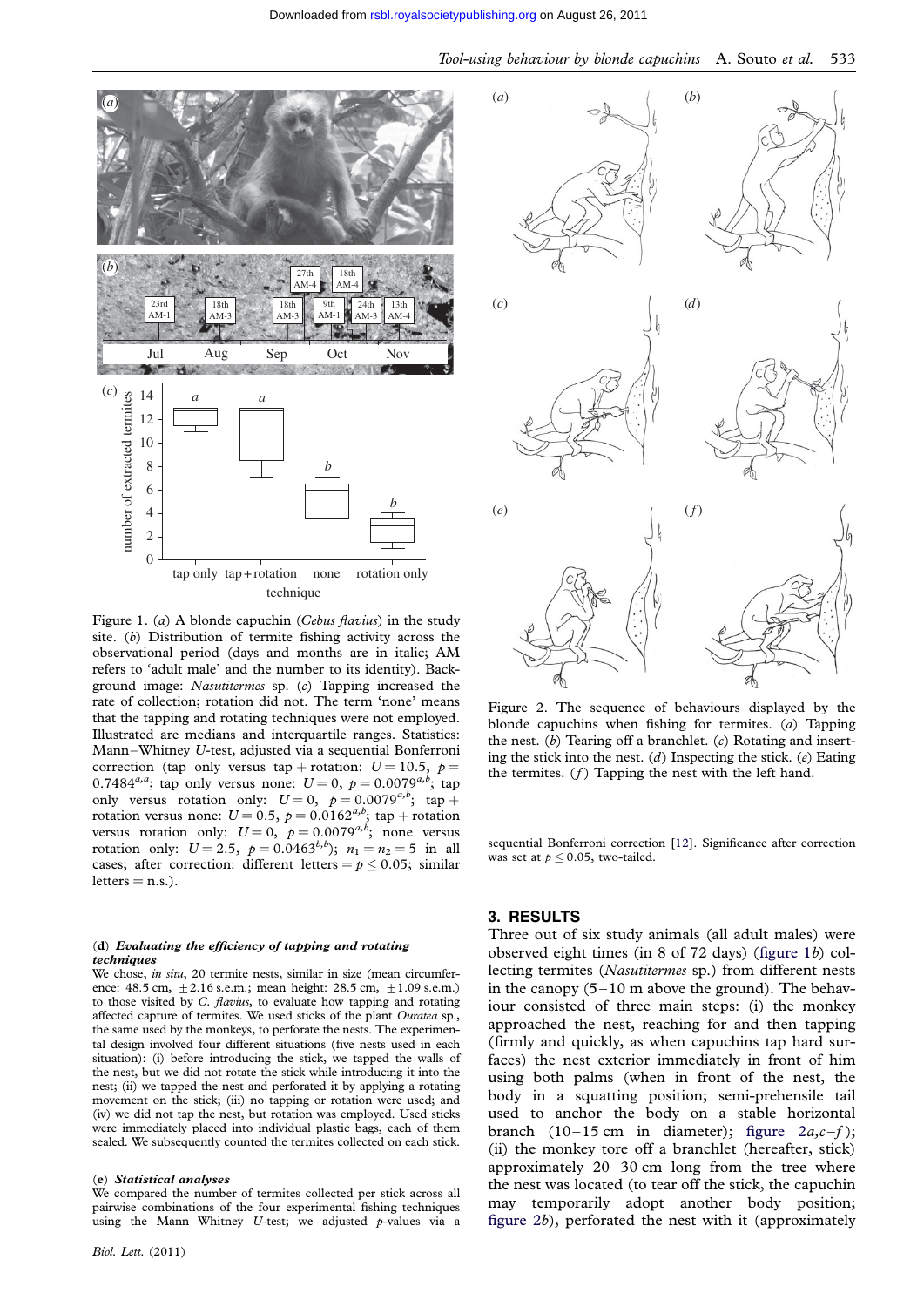Figure 1. (*a*) A blonde capuchin (*Cebus flavius*) in the study site. (*b*) Distribution of termite fishing activity across the observational period (days and months are in italic; AM refers to 'adult male' and the number to its identity). Background image: *Nasutitermes* sp. (*c*) Tapping increased the rate of collection; rotation did not. The term 'none' means that the tapping and rotating techniques were not employed. Illustrated are medians and interquartile ranges. Statistics: Mann–Whitney *U*-test, adjusted via a sequential Bonferroni correction (tap only versus tap + rotation: $U = 10.5$, $p = 0.7484^{a,a}$; tap only versus none: $U = 0$, $p = 0.0079^{a,b}$; tap only versus rotation only: $U = 0$, $p = 0.0079^{a,b}$; tap + rotation versus none: $U = 0.5$, $p = 0.0162^{a,b}$; tap + rotation versus rotation only: $U = 0$, $p = 0.0079^{a,b}$; none versus rotation only: $U = 2.5$, $p = 0.0463^{b,b}$); $n_1 = n_2 = 5$ in all cases; after correction: different letters = $p \leq 0.05$; similar letters = n.s.).

Figure 2. The sequence of behaviours displayed by the blonde capuchins when fishing for termites. (*a*) Tapping the nest. (*b*) Tearing off a branchlet. (*c*) Rotating and inserting the stick into the nest. (*d*) Inspecting the stick. (*e*) Eating the termites. (*f*) Tapping the nest with the left hand.

#### (d) *Evaluating the efficiency of tapping and rotating techniques*

We chose, *in situ*, 20 termite nests, similar in size (mean circumference: 48.5 cm, ±2.16 s.e.m.; mean height: 28.5 cm, ±1.09 s.e.m.) to those visited by *C. flavius*, to evaluate how tapping and rotating affected capture of termites. We used sticks of the plant *Ouratea* sp., the same used by the monkeys, to perforate the nests. The experimental design involved four different situations (five nests used in each situation): (i) before introducing the stick, we tapped the walls of the nest, but we did not rotate the stick while introducing it into the nest; (ii) we tapped the nest and perforated it by applying a rotating movement on the stick; (iii) no tapping or rotation were used; and (iv) we did not tap the nest, but rotation was employed. Used sticks were immediately placed into individual plastic bags, each of them sealed. We subsequently counted the termites collected on each stick.

#### (e) *Statistical analyses*

We compared the number of termites collected per stick across all pairwise combinations of the four experimental fishing techniques using the Mann–Whitney *U*-test; we adjusted *p*-values via a sequential Bonferroni correction [12]. Significance after correction was set at $p \leq 0.05$, two-tailed.

## 3. RESULTS

Three out of six study animals (all adult males) were observed eight times (in 8 of 72 days) (figure 1*b*) collecting termites (*Nasutitermes* sp.) from different nests in the canopy (5–10 m above the ground). The behaviour consisted of three main steps: (i) the monkey approached the nest, reaching for and then tapping (firmly and quickly, as when capuchins tap hard surfaces) the nest exterior immediately in front of him using both palms (when in front of the nest, the body in a squatting position; semi-prehensile tail used to anchor the body on a stable horizontal branch (10–15 cm in diameter); figure 2*a*,*c*–*f*); (ii) the monkey tore off a branchlet (hereafter, stick) approximately 20–30 cm long from the tree where the nest was located (to tear off the stick, the capuchin may temporarily adopt another body position; figure 2*b*), perforated the nest with it (approximately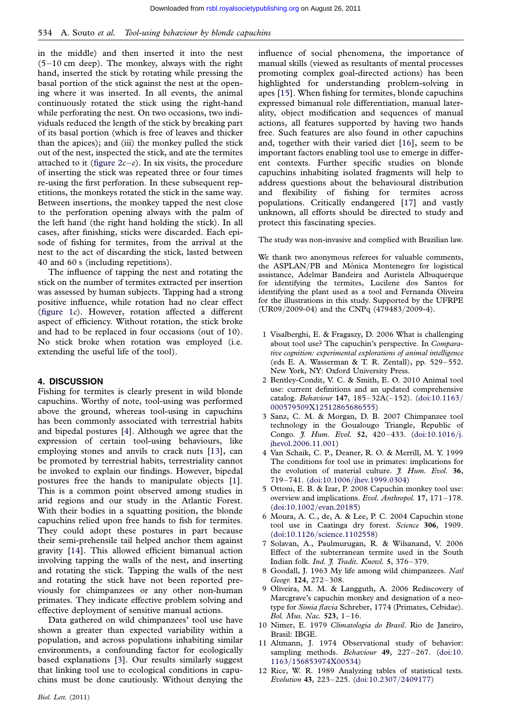in the middle) and then inserted it into the nest (5–10 cm deep). The monkey, always with the right hand, inserted the stick by rotating while pressing the basal portion of the stick against the nest at the opening where it was inserted. In all events, the animal continuously rotated the stick using the right-hand while perforating the nest. On two occasions, two individuals reduced the length of the stick by breaking part of its basal portion (which is free of leaves and thicker than the apices); and (iii) the monkey pulled the stick out of the nest, inspected the stick, and ate the termites attached to it (figure 2*c–e*). In six visits, the procedure of inserting the stick was repeated three or four times re-using the first perforation. In these subsequent repetitions, the monkeys rotated the stick in the same way. Between insertions, the monkey tapped the nest close to the perforation opening always with the palm of the left hand (the right hand holding the stick). In all cases, after finishing, sticks were discarded. Each episode of fishing for termites, from the arrival at the nest to the act of discarding the stick, lasted between 40 and 60 s (including repetitions).

The influence of tapping the nest and rotating the stick on the number of termites extracted per insertion was assessed by human subjects. Tapping had a strong positive influence, while rotation had no clear effect (figure 1*c*). However, rotation affected a different aspect of efficiency. Without rotation, the stick broke and had to be replaced in four occasions (out of 10). No stick broke when rotation was employed (i.e. extending the useful life of the tool).

## 4. DISCUSSION

Fishing for termites is clearly present in wild blonde capuchins. Worthy of note, tool-using was performed above the ground, whereas tool-using in capuchins has been commonly associated with terrestrial habits and bipedal postures [4]. Although we agree that the expression of certain tool-using behaviours, like employing stones and anvils to crack nuts [13], can be promoted by terrestrial habits, terrestriality cannot be invoked to explain our findings. However, bipedal postures free the hands to manipulate objects [1]. This is a common point observed among studies in arid regions and our study in the Atlantic Forest. With their bodies in a squatting position, the blonde capuchins relied upon free hands to fish for termites. They could adopt these postures in part because their semi-prehensile tail helped anchor them against gravity [14]. This allowed efficient bimanual action involving tapping the walls of the nest, and inserting and rotating the stick. Tapping the walls of the nest and rotating the stick have not been reported previously for chimpanzees or any other non-human primates. They indicate effective problem solving and effective deployment of sensitive manual actions.

Data gathered on wild chimpanzees' tool use have shown a greater than expected variability within a population, and across populations inhabiting similar environments, a confounding factor for ecologically based explanations [3]. Our results similarly suggest that linking tool use to ecological conditions in capuchins must be done cautiously. Without denying the influence of social phenomena, the importance of manual skills (viewed as resultants of mental processes promoting complex goal-directed actions) has been highlighted for understanding problem-solving in apes [15]. When fishing for termites, blonde capuchins expressed bimanual role differentiation, manual laterality, object modification and sequences of manual actions, all features supported by having two hands free. Such features are also found in other capuchins and, together with their varied diet [16], seem to be important factors enabling tool use to emerge in different contexts. Further specific studies on blonde capuchins inhabiting isolated fragments will help to address questions about the behavioural distribution and flexibility of fishing for termites across populations. Critically endangered [17] and vastly unknown, all efforts should be directed to study and protect this fascinating species.

The study was non-invasive and complied with Brazilian law.

We thank two anonymous referees for valuable comments, the ASPLAN/PB and Mônica Montenegro for logistical assistance, Adelmar Bandeira and Auristela Albuquerque for identifying the termites, Lucilene dos Santos for identifying the plant used as a tool and Fernanda Oliveira for the illustrations in this study. Supported by the UFRPE (UR09/2009-04) and the CNPq (479483/2009-4).

1 Visalberghi, E. & Fragaszy, D. 2006 What is challenging about tool use? The capuchin's perspective. In *Comparative cognition: experimental explorations of animal intelligence* (eds E. A. Wasserman & T. R. Zentall), pp. 529–552. New York, NY: Oxford University Press.

2 Bentley-Condit, V. C. & Smith, E. O. 2010 Animal tool use: current definitions and an updated comprehensive catalog. *Behaviour* **147**, 185–32A(–152). (doi:10.1163/000579509X12512865686555)

3 Sanz, C. M. & Morgan, D. B. 2007 Chimpanzee tool technology in the Goualougo Triangle, Republic of Congo. *J. Hum. Evol.* **52**, 420–433. (doi:10.1016/j.jhevol.2006.11.001)

4 Van Schaik, C. P., Deaner, R. O. & Merrill, M. Y. 1999 The conditions for tool use in primates: implications for the evolution of material culture. *J. Hum. Evol.* **36**, 719–741. (doi:10.1006/jhev.1999.0304)

5 Ottoni, E. B. & Izar, P. 2008 Capuchin monkey tool use: overview and implications. *Evol. Anthropol.* **17**, 171–178. (doi:10.1002/evan.20185)

6 Moura, A. C., de, A. & Lee, P. C. 2004 Capuchin stone tool use in Caatinga dry forest. *Science* **306**, 1909. (doi:10.1126/science.1102558)

7 Solavan, A., Paulmurugan, R. & Wilsanand, V. 2006 Effect of the subterranean termite used in the South Indian folk. *Ind. J. Tradit. Knowl.* **5**, 376–379.

8 Goodall, J. 1963 My life among wild chimpanzees. *Natl Geogr.* **124**, 272–308.

9 Oliveira, M. M. & Langguth, A. 2006 Rediscovery of Marcgrave's capuchin monkey and designation of a neotype for *Simia flavia* Schreber, 1774 (Primates, Cebidae). *Bol. Mus. Nac.* **523**, 1–16.

10 Nimer, E. 1979 *Climatologia do Brasil*. Rio de Janeiro, Brasil: IBGE.

11 Altmann, J. 1974 Observational study of behavior: sampling methods. *Behaviour* **49**, 227–267. (doi:10.1163/156853974X00534)

12 Rice, W. R. 1989 Analyzing tables of statistical tests. *Evolution* **43**, 223–225. (doi:10.2307/2409177)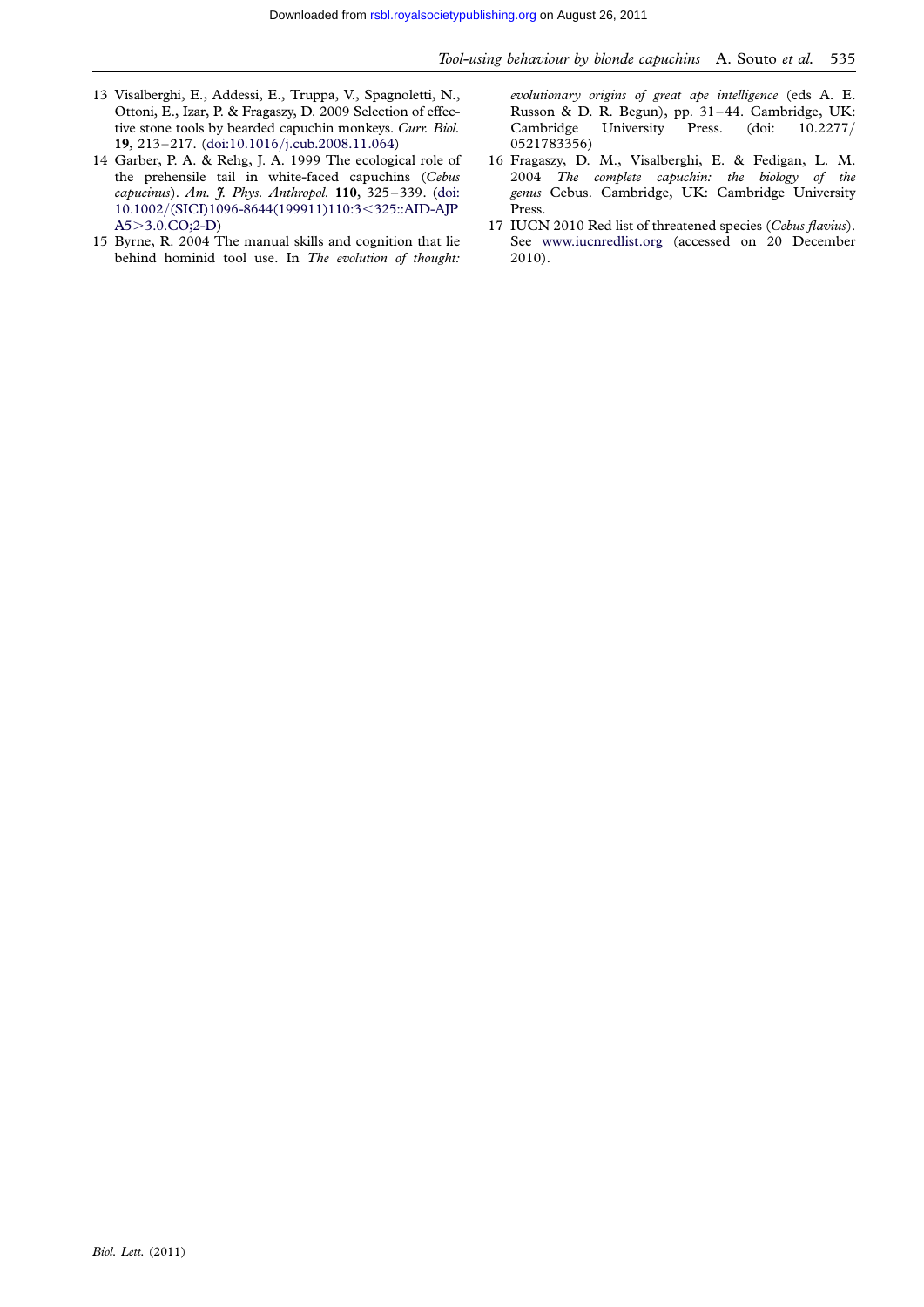13 Visalberghi, E., Addessi, E., Truppa, V., Spagnoletti, N., Ottoni, E., Izar, P. & Fragaszy, D. 2009 Selection of effective stone tools by bearded capuchin monkeys. *Curr. Biol.* **19**, 213–217. (doi:10.1016/j.cub.2008.11.064)

14 Garber, P. A. & Rehg, J. A. 1999 The ecological role of the prehensile tail in white-faced capuchins (*Cebus capucinus*). *Am. J. Phys. Anthropol.* **110**, 325–339. (doi:10.1002/(SICI)1096-8644(199911)110:3<325::AID-AJPA5>3.0.CO;2-D)

15 Byrne, R. 2004 The manual skills and cognition that lie behind hominid tool use. In *The evolution of thought: evolutionary origins of great ape intelligence* (eds A. E. Russon & D. R. Begun), pp. 31–44. Cambridge, UK: Cambridge University Press. (doi: 10.2277/0521783356)

16 Fragaszy, D. M., Visalberghi, E. & Fedigan, L. M. 2004 *The complete capuchin: the biology of the genus* Cebus. Cambridge, UK: Cambridge University Press.

17 IUCN 2010 Red list of threatened species (*Cebus flavius*). See www.iucnredlist.org (accessed on 20 December 2010).